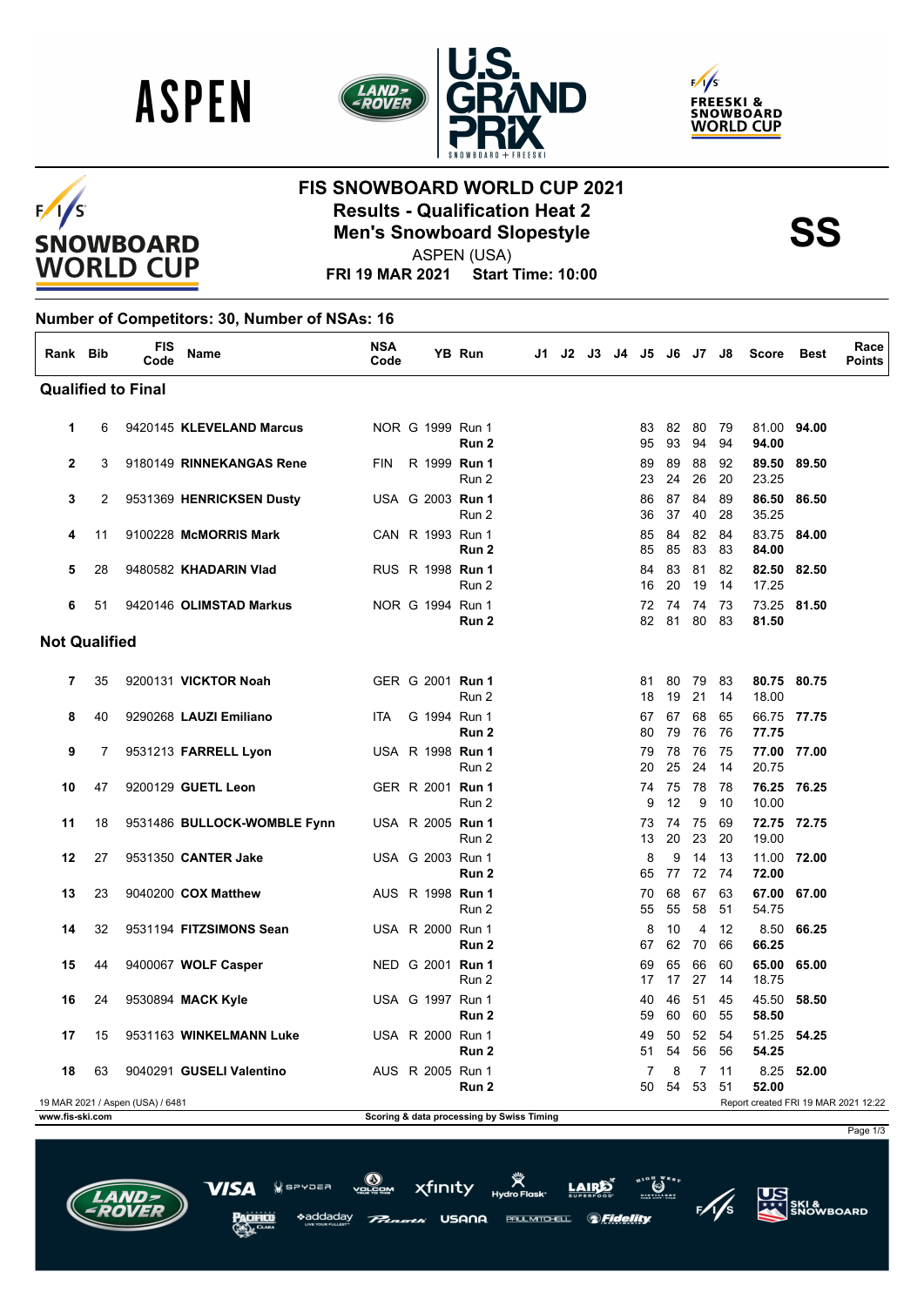# FIS SNOWBOARD WORLD CUP 2021

## Results - Qualification Heat 2

## Men's Snowboard Slopestyle

**SS**

ASPEN (USA)

**FRI 19 MAR 2021 Start Time: 10:00**

### Number of Competitors: 30, Number of NSAs: 16

| Rank | Bib | FIS Code | Name | NSA Code | YB | Run | J1 | J2 | J3 | J4 | J5 | J6 | J7 | J8 | Score | Best | Race Points |
|---|---|---|---|---|---|---|---|---|---|---|---|---|---|---|---|---|---|
| **Qualified to Final** | | | | | | | | | | | | | | | | | |
| 1 | 6 | 9420145 | **KLEVELAND Marcus** | NOR | G 1999 | Run 1 | | | | | 83 | 82 | 80 | 79 | 81.00 | **94.00** | |
| | | | | | | **Run 2** | | | | | 95 | 93 | 94 | 94 | **94.00** | | |
| 2 | 3 | 9180149 | **RINNEKANGAS Rene** | FIN | R 1999 | **Run 1** | | | | | 89 | 89 | 88 | 92 | **89.50** | **89.50** | |
| | | | | | | Run 2 | | | | | 23 | 24 | 26 | 20 | 23.25 | | |
| 3 | 2 | 9531369 | **HENRICKSEN Dusty** | USA | G 2003 | **Run 1** | | | | | 86 | 87 | 84 | 89 | **86.50** | **86.50** | |
| | | | | | | Run 2 | | | | | 36 | 37 | 40 | 28 | 35.25 | | |
| 4 | 11 | 9100228 | **McMORRIS Mark** | CAN | R 1993 | Run 1 | | | | | 85 | 84 | 82 | 84 | 83.75 | **84.00** | |
| | | | | | | **Run 2** | | | | | 85 | 85 | 83 | 83 | **84.00** | | |
| 5 | 28 | 9480582 | **KHADARIN Vlad** | RUS | R 1998 | **Run 1** | | | | | 84 | 83 | 81 | 82 | **82.50** | **82.50** | |
| | | | | | | Run 2 | | | | | 16 | 20 | 19 | 14 | 17.25 | | |
| 6 | 51 | 9420146 | **OLIMSTAD Markus** | NOR | G 1994 | Run 1 | | | | | 72 | 74 | 74 | 73 | 73.25 | **81.50** | |
| | | | | | | **Run 2** | | | | | 82 | 81 | 80 | 83 | **81.50** | | |
| **Not Qualified** | | | | | | | | | | | | | | | | | |
| 7 | 35 | 9200131 | **VICKTOR Noah** | GER | G 2001 | **Run 1** | | | | | 81 | 80 | 79 | 83 | **80.75** | **80.75** | |
| | | | | | | Run 2 | | | | | 18 | 19 | 21 | 14 | 18.00 | | |
| 8 | 40 | 9290268 | **LAUZI Emiliano** | ITA | G 1994 | Run 1 | | | | | 67 | 67 | 68 | 65 | 66.75 | **77.75** | |
| | | | | | | **Run 2** | | | | | 80 | 79 | 76 | 76 | **77.75** | | |
| 9 | 7 | 9531213 | **FARRELL Lyon** | USA | R 1998 | **Run 1** | | | | | 79 | 78 | 76 | 75 | **77.00** | **77.00** | |
| | | | | | | Run 2 | | | | | 20 | 25 | 24 | 14 | 20.75 | | |
| 10 | 47 | 9200129 | **GUETL Leon** | GER | R 2001 | **Run 1** | | | | | 74 | 75 | 78 | 78 | **76.25** | **76.25** | |
| | | | | | | Run 2 | | | | | 9 | 12 | 9 | 10 | 10.00 | | |
| 11 | 18 | 9531486 | **BULLOCK-WOMBLE Fynn** | USA | R 2005 | **Run 1** | | | | | 73 | 74 | 75 | 69 | **72.75** | **72.75** | |
| | | | | | | Run 2 | | | | | 13 | 20 | 23 | 20 | 19.00 | | |
| 12 | 27 | 9531350 | **CANTER Jake** | USA | G 2003 | Run 1 | | | | | 8 | 9 | 14 | 13 | 11.00 | **72.00** | |
| | | | | | | **Run 2** | | | | | 65 | 77 | 72 | 74 | **72.00** | | |
| 13 | 23 | 9040200 | **COX Matthew** | AUS | R 1998 | **Run 1** | | | | | 70 | 68 | 67 | 63 | **67.00** | **67.00** | |
| | | | | | | Run 2 | | | | | 55 | 55 | 58 | 51 | 54.75 | | |
| 14 | 32 | 9531194 | **FITZSIMONS Sean** | USA | R 2000 | Run 1 | | | | | 8 | 10 | 4 | 12 | 8.50 | **66.25** | |
| | | | | | | **Run 2** | | | | | 67 | 62 | 70 | 66 | **66.25** | | |
| 15 | 44 | 9400067 | **WOLF Casper** | NED | G 2001 | **Run 1** | | | | | 69 | 65 | 66 | 60 | **65.00** | **65.00** | |
| | | | | | | Run 2 | | | | | 17 | 17 | 27 | 14 | 18.75 | | |
| 16 | 24 | 9530894 | **MACK Kyle** | USA | G 1997 | Run 1 | | | | | 40 | 46 | 51 | 45 | 45.50 | **58.50** | |
| | | | | | | **Run 2** | | | | | 59 | 60 | 60 | 55 | **58.50** | | |
| 17 | 15 | 9531163 | **WINKELMANN Luke** | USA | R 2000 | Run 1 | | | | | 49 | 50 | 52 | 54 | 51.25 | **54.25** | |
| | | | | | | **Run 2** | | | | | 51 | 54 | 56 | 56 | **54.25** | | |
| 18 | 63 | 9040291 | **GUSELI Valentino** | AUS | R 2005 | Run 1 | | | | | 7 | 8 | 7 | 11 | 8.25 | **52.00** | |
| | | | | | | **Run 2** | | | | | 50 | 54 | 53 | 51 | **52.00** | | |

19 MAR 2021 / Aspen (USA) / 6481

Report created FRI 19 MAR 2021 12:22

www.fis-ski.com

Scoring & data processing by Swiss Timing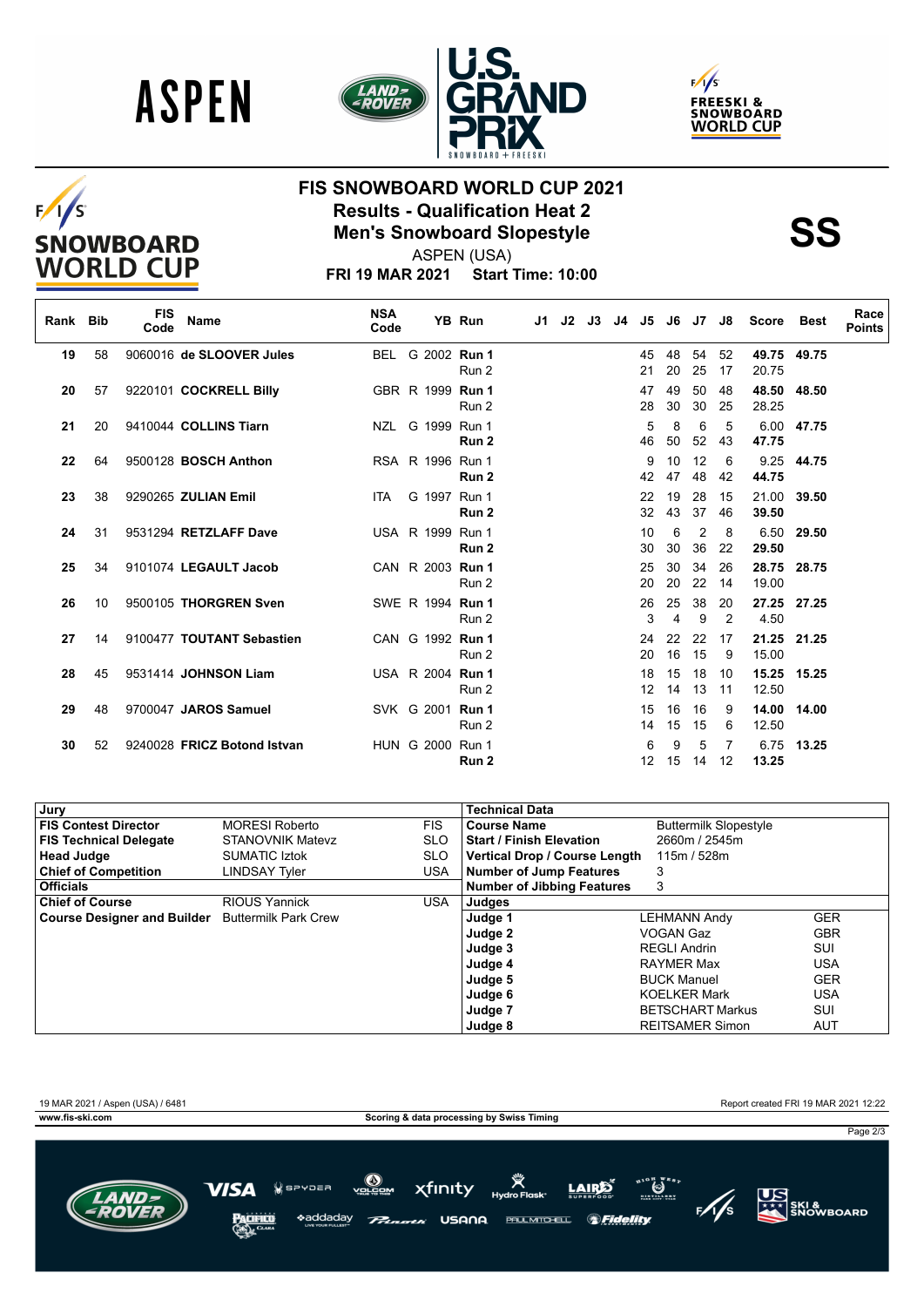# FIS SNOWBOARD WORLD CUP 2021

## Results - Qualification Heat 2

## Men's Snowboard Slopestyle

**SS**

ASPEN (USA)

**FRI 19 MAR 2021 Start Time: 10:00**

| Rank | Bib | FIS Code | Name | NSA Code | YB | Run | J1 | J2 | J3 | J4 | J5 | J6 | J7 | J8 | Score | Best | Race Points |
|---|---|---|---|---|---|---|---|---|---|---|---|---|---|---|---|---|---|
| 19 | 58 | 9060016 | **de SLOOVER Jules** | BEL | G 2002 | **Run 1** | | | | | 45 | 48 | 54 | 52 | **49.75** | **49.75** | |
| | | | | | | Run 2 | | | | | 21 | 20 | 25 | 17 | 20.75 | | |
| 20 | 57 | 9220101 | **COCKRELL Billy** | GBR | R 1999 | **Run 1** | | | | | 47 | 49 | 50 | 48 | **48.50** | **48.50** | |
| | | | | | | Run 2 | | | | | 28 | 30 | 30 | 25 | 28.25 | | |
| 21 | 20 | 9410044 | **COLLINS Tiarn** | NZL | G 1999 | Run 1 | | | | | 5 | 8 | 6 | 5 | 6.00 | **47.75** | |
| | | | | | | **Run 2** | | | | | 46 | 50 | 52 | 43 | **47.75** | | |
| 22 | 64 | 9500128 | **BOSCH Anthon** | RSA | R 1996 | Run 1 | | | | | 9 | 10 | 12 | 6 | 9.25 | **44.75** | |
| | | | | | | **Run 2** | | | | | 42 | 47 | 48 | 42 | **44.75** | | |
| 23 | 38 | 9290265 | **ZULIAN Emil** | ITA | G 1997 | Run 1 | | | | | 22 | 19 | 28 | 15 | 21.00 | **39.50** | |
| | | | | | | **Run 2** | | | | | 32 | 43 | 37 | 46 | **39.50** | | |
| 24 | 31 | 9531294 | **RETZLAFF Dave** | USA | R 1999 | Run 1 | | | | | 10 | 6 | 2 | 8 | 6.50 | **29.50** | |
| | | | | | | **Run 2** | | | | | 30 | 30 | 36 | 22 | **29.50** | | |
| 25 | 34 | 9101074 | **LEGAULT Jacob** | CAN | R 2003 | **Run 1** | | | | | 25 | 30 | 34 | 26 | **28.75** | **28.75** | |
| | | | | | | Run 2 | | | | | 20 | 20 | 22 | 14 | 19.00 | | |
| 26 | 10 | 9500105 | **THORGREN Sven** | SWE | R 1994 | **Run 1** | | | | | 26 | 25 | 38 | 20 | **27.25** | **27.25** | |
| | | | | | | Run 2 | | | | | 3 | 4 | 9 | 2 | 4.50 | | |
| 27 | 14 | 9100477 | **TOUTANT Sebastien** | CAN | G 1992 | **Run 1** | | | | | 24 | 22 | 22 | 17 | **21.25** | **21.25** | |
| | | | | | | Run 2 | | | | | 20 | 16 | 15 | 9 | 15.00 | | |
| 28 | 45 | 9531414 | **JOHNSON Liam** | USA | R 2004 | **Run 1** | | | | | 18 | 15 | 18 | 10 | **15.25** | **15.25** | |
| | | | | | | Run 2 | | | | | 12 | 14 | 13 | 11 | 12.50 | | |
| 29 | 48 | 9700047 | **JAROS Samuel** | SVK | G 2001 | **Run 1** | | | | | 15 | 16 | 16 | 9 | **14.00** | **14.00** | |
| | | | | | | Run 2 | | | | | 14 | 15 | 15 | 6 | 12.50 | | |
| 30 | 52 | 9240028 | **FRICZ Botond Istvan** | HUN | G 2000 | Run 1 | | | | | 6 | 9 | 5 | 7 | 6.75 | **13.25** | |
| | | | | | | **Run 2** | | | | | 12 | 15 | 14 | 12 | **13.25** | | |

| Jury | | |
|---|---|---|
| **FIS Contest Director** | MORESI Roberto | FIS |
| **FIS Technical Delegate** | STANOVNIK Matevz | SLO |
| **Head Judge** | SUMATIC Iztok | SLO |
| **Chief of Competition** | LINDSAY Tyler | USA |
| **Officials** | | |
| **Chief of Course** | RIOUS Yannick | USA |
| **Course Designer and Builder** | Buttermilk Park Crew | |

| Technical Data | |
|---|---|
| **Course Name** | Buttermilk Slopestyle |
| **Start / Finish Elevation** | 2660m / 2545m |
| **Vertical Drop / Course Length** | 115m / 528m |
| **Number of Jump Features** | 3 |
| **Number of Jibbing Features** | 3 |

| Judges | | |
|---|---|---|
| **Judge 1** | LEHMANN Andy | GER |
| **Judge 2** | VOGAN Gaz | GBR |
| **Judge 3** | REGLI Andrin | SUI |
| **Judge 4** | RAYMER Max | USA |
| **Judge 5** | BUCK Manuel | GER |
| **Judge 6** | KOELKER Mark | USA |
| **Judge 7** | BETSCHART Markus | SUI |
| **Judge 8** | REITSAMER Simon | AUT |

19 MAR 2021 / Aspen (USA) / 6481 — Report created FRI 19 MAR 2021 12:22

www.fis-ski.com — Scoring & data processing by Swiss Timing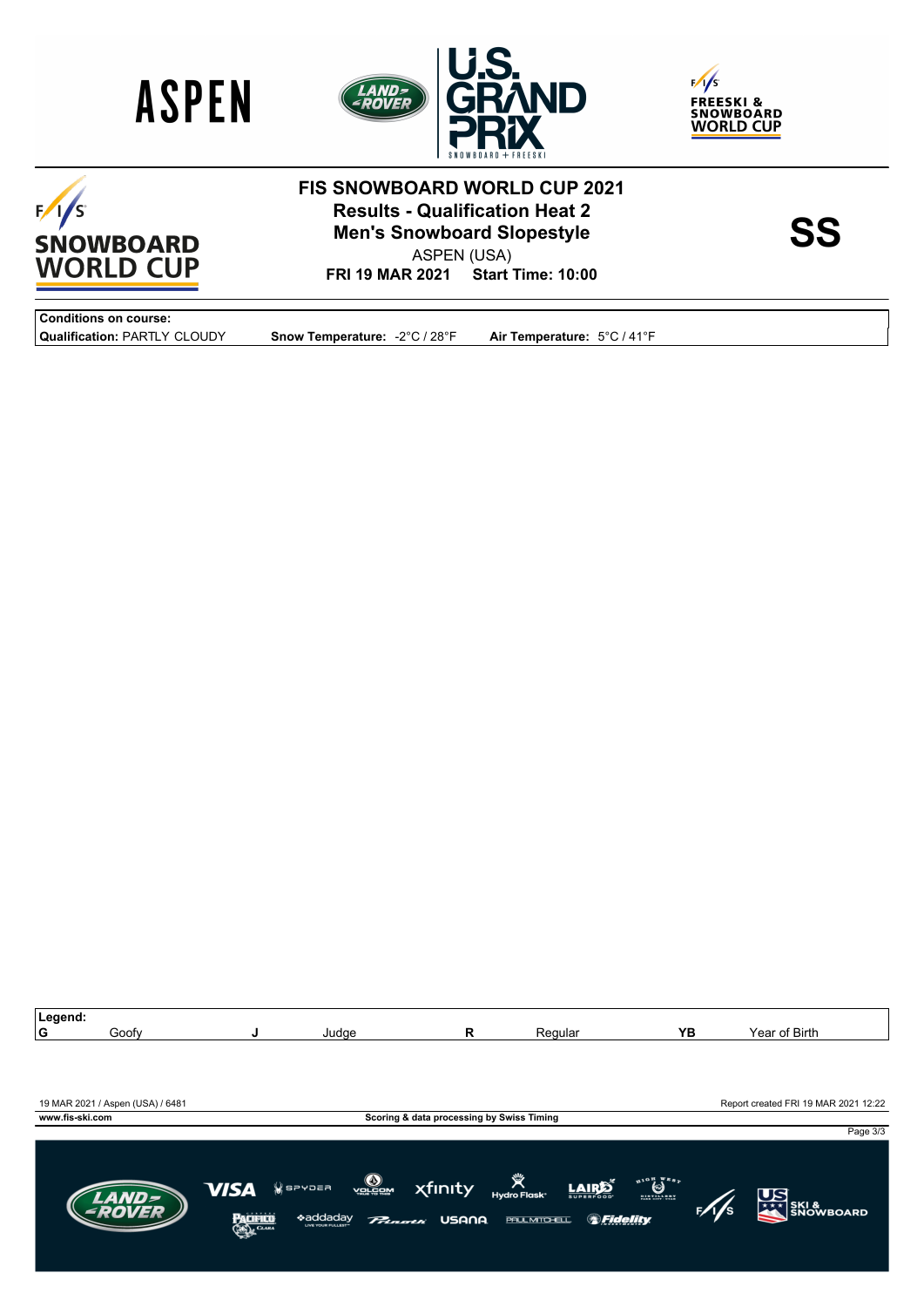# FIS SNOWBOARD WORLD CUP 2021

## Results - Qualification Heat 2

## Men's Snowboard Slopestyle

ASPEN (USA)

**FRI 19 MAR 2021 Start Time: 10:00**

**SS**

**Conditions on course:**

**Qualification:** PARTLY CLOUDY **Snow Temperature:** -2°C / 28°F **Air Temperature:** 5°C / 41°F

| **Legend:** | | | | | | | |
|---|---|---|---|---|---|---|---|
| **G** | Goofy | **J** | Judge | **R** | Regular | **YB** | Year of Birth |

19 MAR 2021 / Aspen (USA) / 6481

Report created FRI 19 MAR 2021 12:22

www.fis-ski.com

Scoring & data processing by Swiss Timing